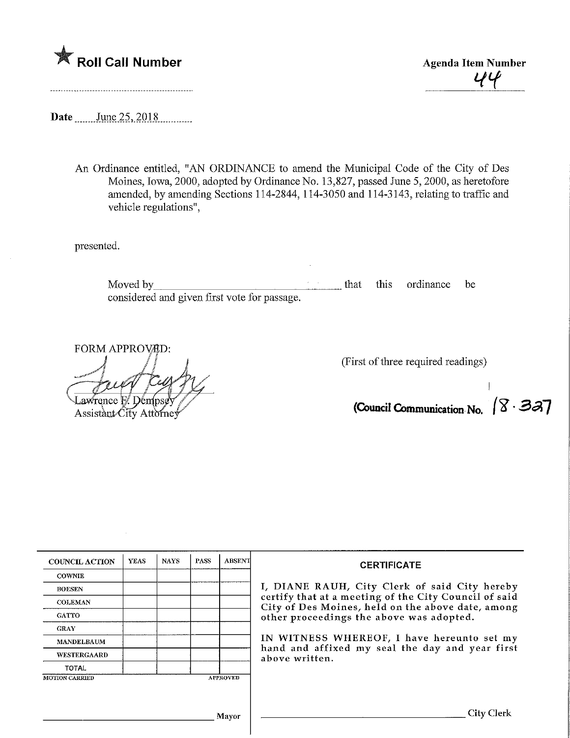★ **Roll Call Number**

**Agenda Item Number**
44

**Date** June 25, 2018

An Ordinance entitled, "AN ORDINANCE to amend the Municipal Code of the City of Des Moines, Iowa, 2000, adopted by Ordinance No. 13,827, passed June 5, 2000, as heretofore amended, by amending Sections 114-2844, 114-3050 and 114-3143, relating to traffic and vehicle regulations",

presented.

Moved by\_\_\_\_\_\_\_\_\_\_\_\_\_\_\_\_\_\_\_\_\_\_\_\_\_\_\_\_\_\_ that this ordinance be considered and given first vote for passage.

FORM APPROVED:

Lawrence F. Dempsey
Assistant City Attorney

(First of three required readings)

**(Council Communication No. 18-327**

| COUNCIL ACTION | YEAS | NAYS | PASS | ABSENT |
|---|---|---|---|---|
| COWNIE | | | | |
| BOESEN | | | | |
| COLEMAN | | | | |
| GATTO | | | | |
| GRAY | | | | |
| MANDELBAUM | | | | |
| WESTERGAARD | | | | |
| TOTAL | | | | |
| MOTION CARRIED | | | | APPROVED |

\_\_\_\_\_\_\_\_\_\_\_\_\_\_\_\_\_\_\_\_\_\_\_\_\_\_\_\_\_\_ Mayor

**CERTIFICATE**

I, DIANE RAUH, City Clerk of said City hereby certify that at a meeting of the City Council of said City of Des Moines, held on the above date, among other proceedings the above was adopted.

IN WITNESS WHEREOF, I have hereunto set my hand and affixed my seal the day and year first above written.

\_\_\_\_\_\_\_\_\_\_\_\_\_\_\_\_\_\_\_\_\_\_\_\_\_\_\_\_\_\_ City Clerk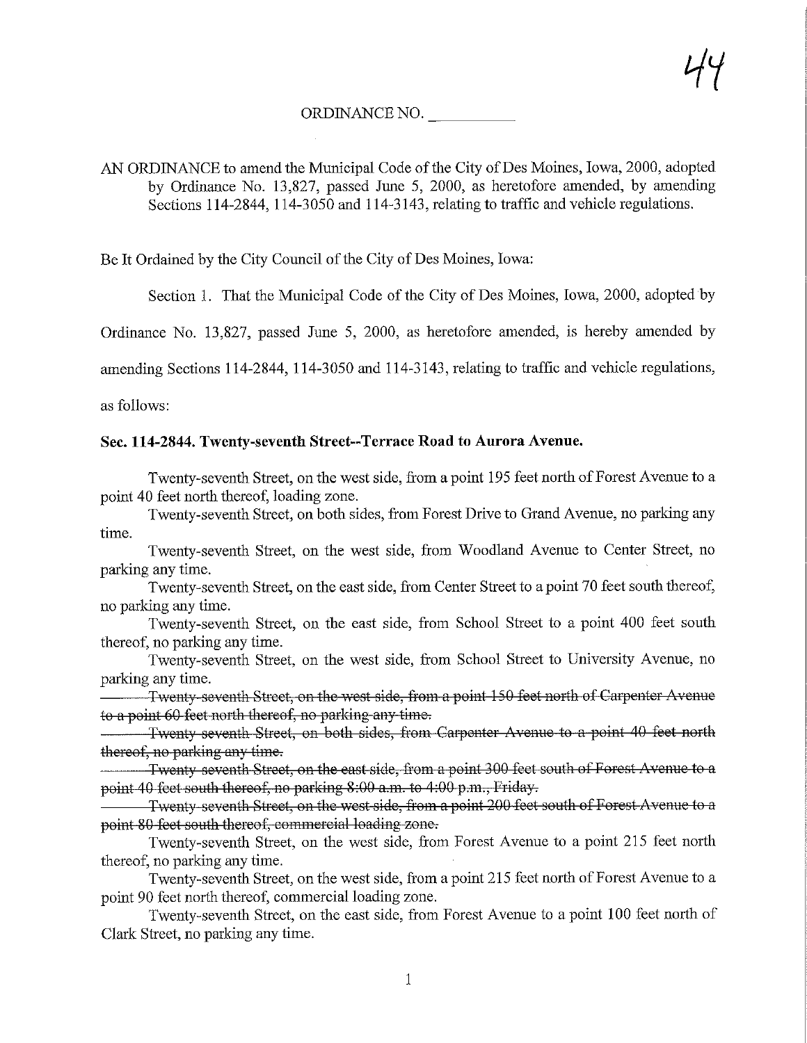ORDINANCE NO. ___________

AN ORDINANCE to amend the Municipal Code of the City of Des Moines, Iowa, 2000, adopted by Ordinance No. 13,827, passed June 5, 2000, as heretofore amended, by amending Sections 114-2844, 114-3050 and 114-3143, relating to traffic and vehicle regulations.

Be It Ordained by the City Council of the City of Des Moines, Iowa:

Section 1. That the Municipal Code of the City of Des Moines, Iowa, 2000, adopted by Ordinance No. 13,827, passed June 5, 2000, as heretofore amended, is hereby amended by amending Sections 114-2844, 114-3050 and 114-3143, relating to traffic and vehicle regulations, as follows:

**Sec. 114-2844. Twenty-seventh Street--Terrace Road to Aurora Avenue.**

Twenty-seventh Street, on the west side, from a point 195 feet north of Forest Avenue to a point 40 feet north thereof, loading zone.

Twenty-seventh Street, on both sides, from Forest Drive to Grand Avenue, no parking any time.

Twenty-seventh Street, on the west side, from Woodland Avenue to Center Street, no parking any time.

Twenty-seventh Street, on the east side, from Center Street to a point 70 feet south thereof, no parking any time.

Twenty-seventh Street, on the east side, from School Street to a point 400 feet south thereof, no parking any time.

Twenty-seventh Street, on the west side, from School Street to University Avenue, no parking any time.

~~Twenty-seventh Street, on the west side, from a point 150 feet north of Carpenter Avenue to a point 60 feet north thereof, no parking any time.~~

~~Twenty-seventh Street, on both sides, from Carpenter Avenue to a point 40 feet north thereof, no parking any time.~~

~~Twenty-seventh Street, on the east side, from a point 300 feet south of Forest Avenue to a point 40 feet south thereof, no parking 8:00 a.m. to 4:00 p.m., Friday.~~

~~Twenty-seventh Street, on the west side, from a point 200 feet south of Forest Avenue to a point 80 feet south thereof, commercial loading zone.~~

Twenty-seventh Street, on the west side, from Forest Avenue to a point 215 feet north thereof, no parking any time.

Twenty-seventh Street, on the west side, from a point 215 feet north of Forest Avenue to a point 90 feet north thereof, commercial loading zone.

Twenty-seventh Street, on the east side, from Forest Avenue to a point 100 feet north of Clark Street, no parking any time.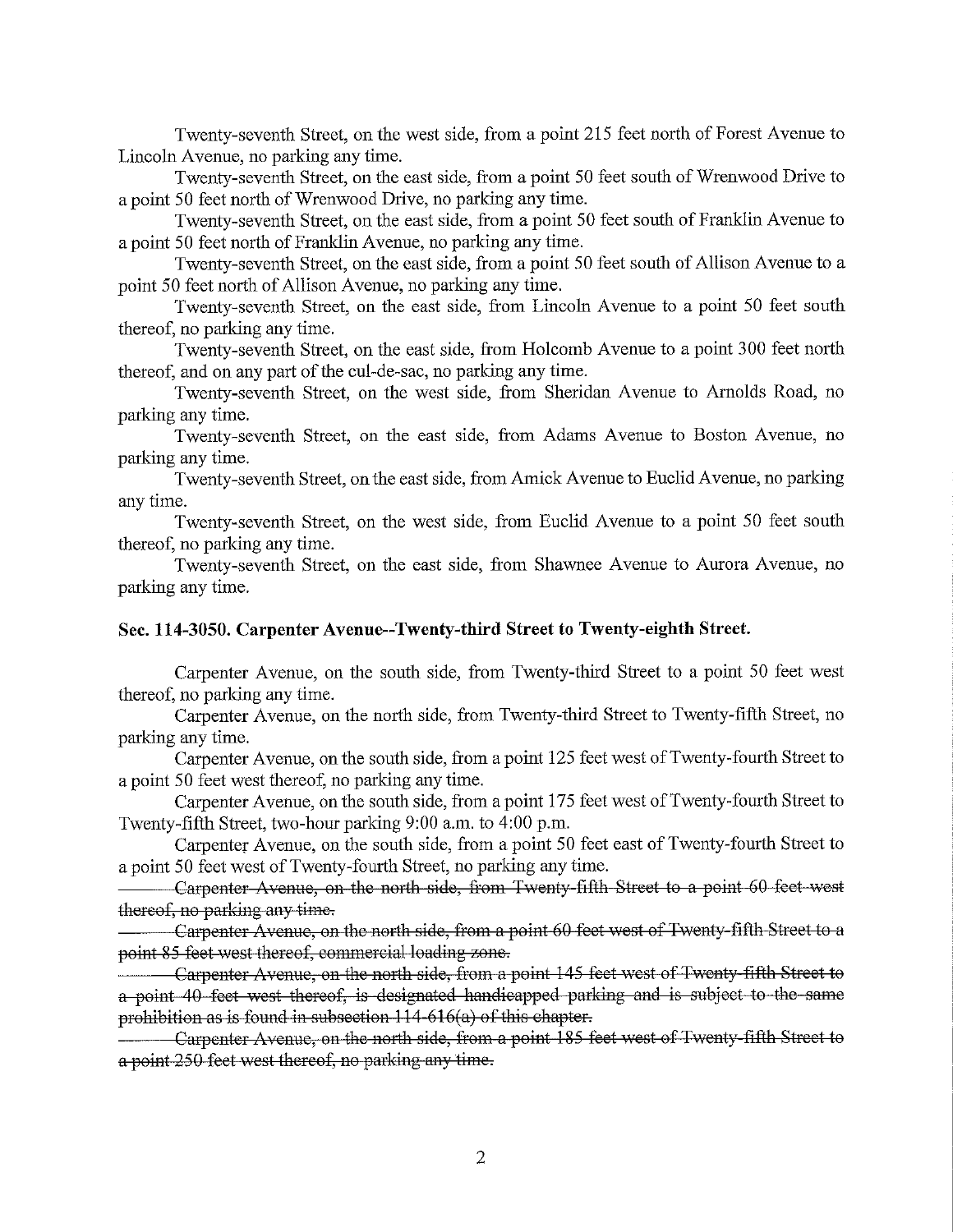Twenty-seventh Street, on the west side, from a point 215 feet north of Forest Avenue to Lincoln Avenue, no parking any time.

Twenty-seventh Street, on the east side, from a point 50 feet south of Wrenwood Drive to a point 50 feet north of Wrenwood Drive, no parking any time.

Twenty-seventh Street, on the east side, from a point 50 feet south of Franklin Avenue to a point 50 feet north of Franklin Avenue, no parking any time.

Twenty-seventh Street, on the east side, from a point 50 feet south of Allison Avenue to a point 50 feet north of Allison Avenue, no parking any time.

Twenty-seventh Street, on the east side, from Lincoln Avenue to a point 50 feet south thereof, no parking any time.

Twenty-seventh Street, on the east side, from Holcomb Avenue to a point 300 feet north thereof, and on any part of the cul-de-sac, no parking any time.

Twenty-seventh Street, on the west side, from Sheridan Avenue to Arnolds Road, no parking any time.

Twenty-seventh Street, on the east side, from Adams Avenue to Boston Avenue, no parking any time.

Twenty-seventh Street, on the east side, from Amick Avenue to Euclid Avenue, no parking any time.

Twenty-seventh Street, on the west side, from Euclid Avenue to a point 50 feet south thereof, no parking any time.

Twenty-seventh Street, on the east side, from Shawnee Avenue to Aurora Avenue, no parking any time.

### Sec. 114-3050. Carpenter Avenue--Twenty-third Street to Twenty-eighth Street.

Carpenter Avenue, on the south side, from Twenty-third Street to a point 50 feet west thereof, no parking any time.

Carpenter Avenue, on the north side, from Twenty-third Street to Twenty-fifth Street, no parking any time.

Carpenter Avenue, on the south side, from a point 125 feet west of Twenty-fourth Street to a point 50 feet west thereof, no parking any time.

Carpenter Avenue, on the south side, from a point 175 feet west of Twenty-fourth Street to Twenty-fifth Street, two-hour parking 9:00 a.m. to 4:00 p.m.

Carpenter Avenue, on the south side, from a point 50 feet east of Twenty-fourth Street to a point 50 feet west of Twenty-fourth Street, no parking any time.

~~Carpenter Avenue, on the north side, from Twenty-fifth Street to a point 60 feet west thereof, no parking any time.~~

~~Carpenter Avenue, on the north side, from a point 60 feet west of Twenty-fifth Street to a point 85 feet west thereof, commercial loading zone.~~

~~Carpenter Avenue, on the north side, from a point 145 feet west of Twenty-fifth Street to a point 40 feet west thereof, is designated handicapped parking and is subject to the same prohibition as is found in subsection 114-616(a) of this chapter.~~

~~Carpenter Avenue, on the north side, from a point 185 feet west of Twenty-fifth Street to a point 250 feet west thereof, no parking any time.~~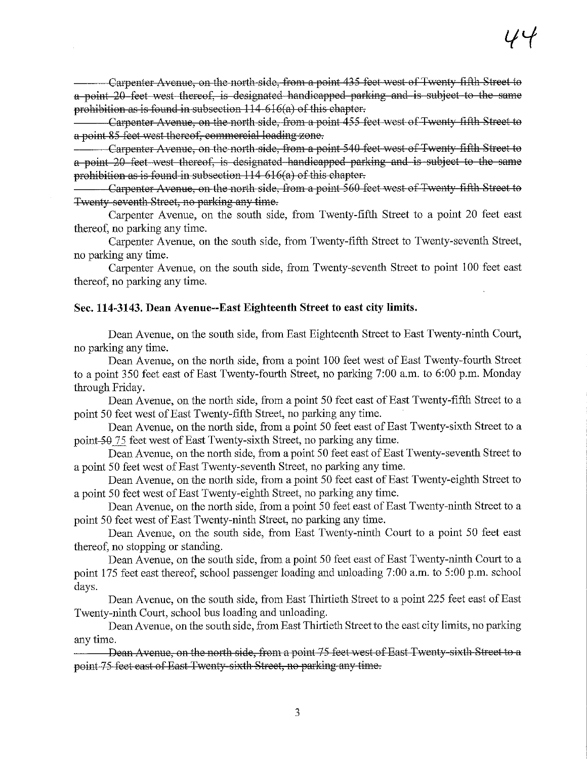~~Carpenter Avenue, on the north side, from a point 435 feet west of Twenty-fifth Street to a point 20 feet west thereof, is designated handicapped parking and is subject to the same prohibition as is found in subsection 114-616(a) of this chapter.~~

~~Carpenter Avenue, on the north side, from a point 455 feet west of Twenty-fifth Street to a point 85 feet west thereof, commercial loading zone.~~

~~Carpenter Avenue, on the north side, from a point 540 feet west of Twenty-fifth Street to a point 20 feet west thereof, is designated handicapped parking and is subject to the same prohibition as is found in subsection 114-616(a) of this chapter.~~

~~Carpenter Avenue, on the north side, from a point 560 feet west of Twenty-fifth Street to Twenty-seventh Street, no parking any time.~~

Carpenter Avenue, on the south side, from Twenty-fifth Street to a point 20 feet east thereof, no parking any time.

Carpenter Avenue, on the south side, from Twenty-fifth Street to Twenty-seventh Street, no parking any time.

Carpenter Avenue, on the south side, from Twenty-seventh Street to point 100 feet east thereof, no parking any time.

### Sec. 114-3143. Dean Avenue--East Eighteenth Street to east city limits.

Dean Avenue, on the south side, from East Eighteenth Street to East Twenty-ninth Court, no parking any time.

Dean Avenue, on the north side, from a point 100 feet west of East Twenty-fourth Street to a point 350 feet east of East Twenty-fourth Street, no parking 7:00 a.m. to 6:00 p.m. Monday through Friday.

Dean Avenue, on the north side, from a point 50 feet east of East Twenty-fifth Street to a point 50 feet west of East Twenty-fifth Street, no parking any time.

Dean Avenue, on the north side, from a point 50 feet east of East Twenty-sixth Street to a point ~~50~~ 75 feet west of East Twenty-sixth Street, no parking any time.

Dean Avenue, on the north side, from a point 50 feet east of East Twenty-seventh Street to a point 50 feet west of East Twenty-seventh Street, no parking any time.

Dean Avenue, on the north side, from a point 50 feet east of East Twenty-eighth Street to a point 50 feet west of East Twenty-eighth Street, no parking any time.

Dean Avenue, on the north side, from a point 50 feet east of East Twenty-ninth Street to a point 50 feet west of East Twenty-ninth Street, no parking any time.

Dean Avenue, on the south side, from East Twenty-ninth Court to a point 50 feet east thereof, no stopping or standing.

Dean Avenue, on the south side, from a point 50 feet east of East Twenty-ninth Court to a point 175 feet east thereof, school passenger loading and unloading 7:00 a.m. to 5:00 p.m. school days.

Dean Avenue, on the south side, from East Thirtieth Street to a point 225 feet east of East Twenty-ninth Court, school bus loading and unloading.

Dean Avenue, on the south side, from East Thirtieth Street to the east city limits, no parking any time.

~~Dean Avenue, on the north side, from a point 75 feet west of East Twenty-sixth Street to a point 75 feet east of East Twenty-sixth Street, no parking any time.~~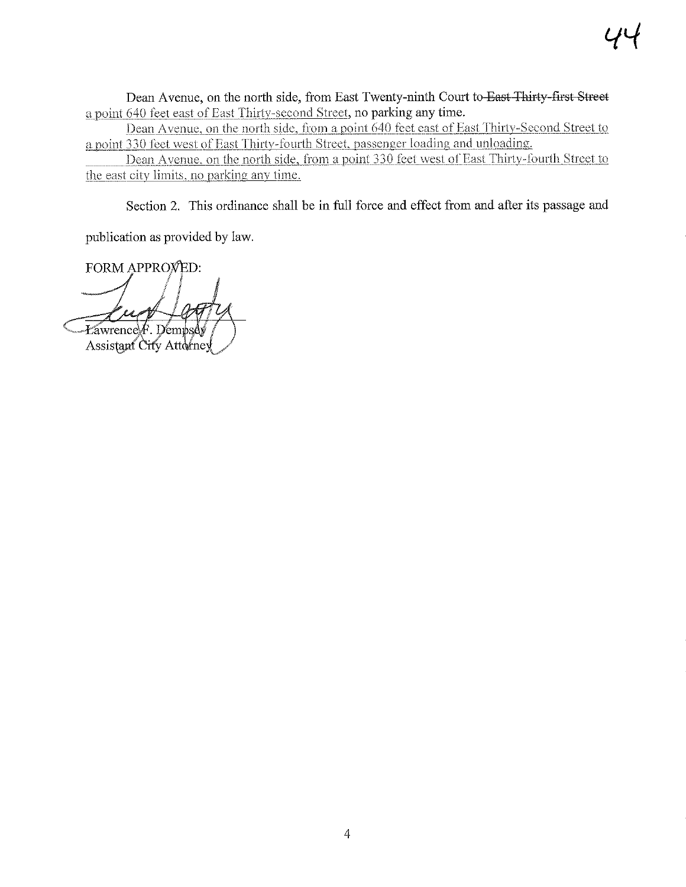Dean Avenue, on the north side, from East Twenty-ninth Court to ~~East Thirty-first Street~~ <u>a point 640 feet east of East Thirty-second Street</u>, no parking any time.

<u>Dean Avenue, on the north side, from a point 640 feet east of East Thirty-Second Street to a point 330 feet west of East Thirty-fourth Street, passenger loading and unloading.</u>

<u>Dean Avenue, on the north side, from a point 330 feet west of East Thirty-fourth Street to the east city limits, no parking any time.</u>

Section 2. This ordinance shall be in full force and effect from and after its passage and publication as provided by law.

FORM APPROVED:

Lawrence F. Dempsey
Assistant City Attorney